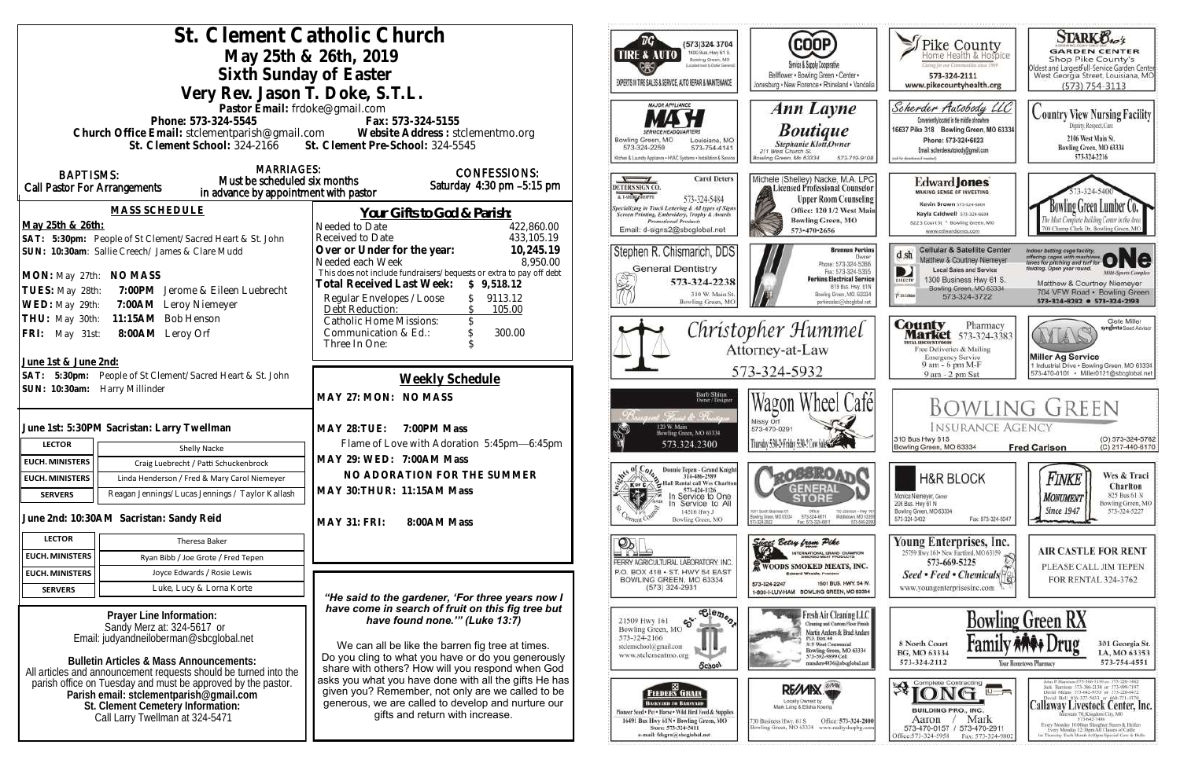# St. Clement Catholic Church

## May 25th & 26th, 2019
## Sixth Sunday of Easter
## Very Rev. Jason T. Doke, S.T.L.

Pastor Email: frdoke@gmail.com

Phone: 573-324-5545 Fax: 573-324-5155

Church Office Email: stclementparish@gmail.com Website Address : stclementmo.org

St. Clement School: 324-2166 St. Clement Pre-School: 324-5545

**BAPTISMS:** Call Pastor For Arrangements

**MARRIAGES:** Must be scheduled six months in advance by appointment with pastor

**CONFESSIONS:** Saturday 4:30 pm –5:15 pm

### MASS SCHEDULE

**May 25th & 26th:**

SAT: 5:30pm: People of St Clement/Sacred Heart & St. John

SUN: 10:30am: Sallie Creech/ James & Clare Mudd

MON: May 27th: NO MASS

TUES: May 28th: 7:00PM Jerome & Eileen Luebrecht

WED: May 29th: 7:00AM Leroy Niemeyer

THU: May 30th: 11:15AM Bob Henson

FRI: May 31st: 8:00AM Leroy Orf

**June 1st & June 2nd:**

SAT: 5:30pm: People of St Clement/Sacred Heart & St. John

SUN: 10:30am: Harry Millinder

**June 1st: 5:30PM Sacristan: Larry Twellman**

| | |
|---|---|
| LECTOR | Shelly Nacke |
| EUCH. MINISTERS | Craig Luebrecht / Patti Schuckenbrock |
| EUCH. MINISTERS | Linda Henderson / Fred & Mary Carol Niemeyer |
| SERVERS | Reagan Jennings/Lucas Jennings / Taylor Kallash |

**June 2nd: 10:30AM Sacristan: Sandy Reid**

| | |
|---|---|
| LECTOR | Theresa Baker |
| EUCH. MINISTERS | Ryan Bibb / Joe Grote / Fred Tepen |
| EUCH. MINISTERS | Joyce Edwards / Rosie Lewis |
| SERVERS | Luke, Lucy & Lorna Korte |

**Prayer Line Information:**
Sandy Merz at: 324-5617 or
Email: judyandneiloberman@sbcglobal.net

**Bulletin Articles & Mass Announcements:**
All articles and announcement requests should be turned into the parish office on Tuesday and must be approved by the pastor.

**Parish email: stclementparish@gmail.com**

**St. Clement Cemetery Information:**
Call Larry Twellman at 324-5471

### Your Gifts to God & Parish:

| | |
|---|---|
| Needed to Date | 422,860.00 |
| Received to Date | 433,105.19 |
| **Over or Under for the year:** | **10,245.19** |
| Needed each Week | 8,950.00 |
| This does not include fundraisers/ bequests or extra to pay off debt | |
| **Total Received Last Week:** | **$ 9,518.12** |
| Regular Envelopes / Loose | $ 9113.12 |
| Debt Reduction: | $ 105.00 |
| Catholic Home Missions: | $ |
| Communication & Ed.: | $ 300.00 |
| Three In One: | $ |

### Weekly Schedule

MAY 27: MON: NO MASS

MAY 28:TUE: 7:00PM Mass

Flame of Love with Adoration 5:45pm—6:45pm

MAY 29: WED: 7:00AM Mass

NO ADORATION FOR THE SUMMER

MAY 30:THUR: 11:15AM Mass

MAY 31: FRI: 8:00AM Mass

*"He said to the gardener, 'For three years now I have come in search of fruit on this fig tree but have found none.'" (Luke 13:7)*

We can all be like the barren fig tree at times. Do you cling to what you have or do you generously share with others? How will you respond when God asks you what you have done with all the gifts He has given you? Remember, not only are we called to be generous, we are called to develop and nurture our gifts and return with increase.

---

TG Tire & Auto — (573)324-3704, 1400 Bus. Hwy 61 S., Bowling Green, MO — Experts in Tire Sales & Service, Auto Repair & Maintenance

COOP Service & Supply Cooperative — Bellflower • Bowling Green • Center • Jonesburg • New Florence • Rhineland • Vandalia

Pike County Home Health & Hospice — 573-324-2111 — www.pikecountyhealth.org

Stark Bro's Garden Center — Shop Pike County's Oldest and Largest Full-Service Garden Center — West Georgia Street, Louisiana, MO — (573) 754-3113

Mash Major Appliance Service Headquarters — Bowling Green, MO 573-324-2259 — Louisiana, MO 573-754-4141 — Kitchen & Laundry Appliance • HVAC Systems • Installation & Service

Ann Layne Boutique — Stephanie Klott, Owner — 211 West Church St., Bowling Green, Mo 63334 — 573-719-9108

Scherder Autobody LLC — 16637 Pike 318 Bowling Green, MO 63334 — Phone: 573-324-6023

Country View Nursing Facility — Dignity, Respect, Care — 2106 West Main St., Bowling Green, MO 63334 — 573-324-2216

Deters Sign Co. — Carol Deters — 573-324-5484 — Specializing in Truck Lettering & All types of Signs, Screen Printing, Embroidery, Trophy & Awards, Promotional Products — Email: d-signs2@sbcglobal.net

Michele (Shelley) Nacke, M.A. LPC — Licensed Professional Counselor — Upper Room Counseling — Office: 120 1/2 West Main, Bowling Green, MO — 573-470-2656

Edward Jones — Kevin Brown 573-324-6604 — Kayla Caldwell 573-324-6604 — 822 S Court St. • Bowling Green, MO — www.edwardjones.com

Bowling Green Lumber Co. — 573-324-5400 — 700 Champ Clark Dr. Bowling Green, MO

Stephen R. Chismarich, DDS — General Dentistry — 573-324-2238 — 310 W. Main St., Bowling Green, MO

Perkins Electrical Service — Brennen Perkins, Owner — Phone: 573-324-5366 — Fax: 573-324-5355 — 819 Bus. Hwy. 61N, Bowling Green, MO 63334 — perkinselec@shcglobal.net

DSH Cellular & Satellite Center — Matthew & Courtney Niemeyer — Local Sales and Service — 1300 Business Hwy 61 S., Bowling Green, MO 63334 — 573-324-3722

One — Indoor batting cage facility — Matthew & Courtney Niemeyer — 704 VFW Road • Bowling Green — 573-324-8282 • 573-324-2193

Christopher Hummel — Attorney-at-Law — 573-324-5932

County Market Pharmacy — 573-324-3383 — Free Deliveries & Mailing — Emergency Service — 9 am - 6 pm M-F, 9 am - 2 pm Sat

Miller Ag Service — Cete Miller, Syngenta Seed Advisor — 1 Industrial Drive • Bowling Green, MO 63334 — 573-470-0101 • Miller0121@sbcglobal.net

Bouquet Floral & Boutique — Barb Shinn, Owner/Designer — 120 W. Main, Bowling Green, MO 63334 — 573.324.2300

Wagon Wheel Café — Missy Orf — 573-470-0291

Bowling Green Insurance Agency — 310 Bus Hwy 61S, Bowling Green, MO 63334 — Fred Carlson — (O) 573-324-5762 (C) 217-440-6170

Knights of Columbus — Donnie Tepen - Grand Knight 314-486-2989 — Hall Rental call Wes Charlton 573-424-1126 — In Service to One, In Service to All — 14516 Hwy J, Bowling Green, MO

Crossroads General Store

H&R Block — Monica Niemeyer, Owner — 206 Bus. Hwy 61 N, Bowling Green, MO 63334 — 573-324-3402 — Fax: 573-324-5047

Finke Monument Since 1947 — Wes & Traci Charlton — 825 Bus 61 N, Bowling Green, MO — 573-324-5227

Perry Agricultural Laboratory, Inc. — P.O. Box 418 • St. Hwy 54 East, Bowling Green, MO 63334 — (573) 324-2931

Sweet Betsy from Pike — Woods Smoked Meats, Inc. — 573-324-2247 — 1501 Bus. Hwy. 54 W., Bowling Green, MO 63334 — 1-800-I-LUV-HAM

Young Enterprises, Inc. — 25759 Hwy 161 • New Hartford, MO 63359 — 573-669-5225 — Seed • Feed • Chemicals — www.youngenterprisesinc.com

Air Castle for Rent — Please call Jim Tepen for rental 324-3762

St. Clement School — 21509 Hwy 161, Bowling Green, MO — 573-324-2166 — stclementschool@gmail.com — www.stclementmo.org

Fresh Air Cleaning LLC — Cleaning and Custom Floor Finish — Martin Anders & Brad Anders — P.O. Box 44, 315 West Centennial, Bowling Green, MO 63334 — 573-592-9899 Cell — manders4036@sbcglobal.net

Bowling Green RX Family Drug — 8 North Court, BG, MO 63334 — 573-324-2112 — 301 Georgia St., LA, MO 63353 — 573-754-4551 — Your Hometown Pharmacy

Feeders Grain — Backyard to Barnyard — Pioneer Seed • Pet • Horse • Wild Bird Feed & Supplies — 16491 Bus Hwy 61N • Bowling Green, MO — Store: 573-324-5411 — e-mail: fdsgrn@sbcglobal.net

RE/MAX — Locally Owned by Mark Long & Elisha Koenig — 730 Business Hwy. 61 S, Bowling Green, MO 63334 — Office: 573-324-2800 — www.realtyshopbg.com

Long Complete Contracting — Building Pro., Inc. — Aaron / Mark — 573-470-0157 / 573-470-2911 — Office: 573-324-5958 — Fax: 573-324-9802

Callaway Livestock Center, Inc. — Interstate 70, Kingdom City, MO — 573-642-7486 — Every Monday 10:00am Slaughter Steers & Heifers — Every Monday 12:30pm All Classes of Cattle — 1st Thursday Each Month 6:00pm Special Cow & Bulls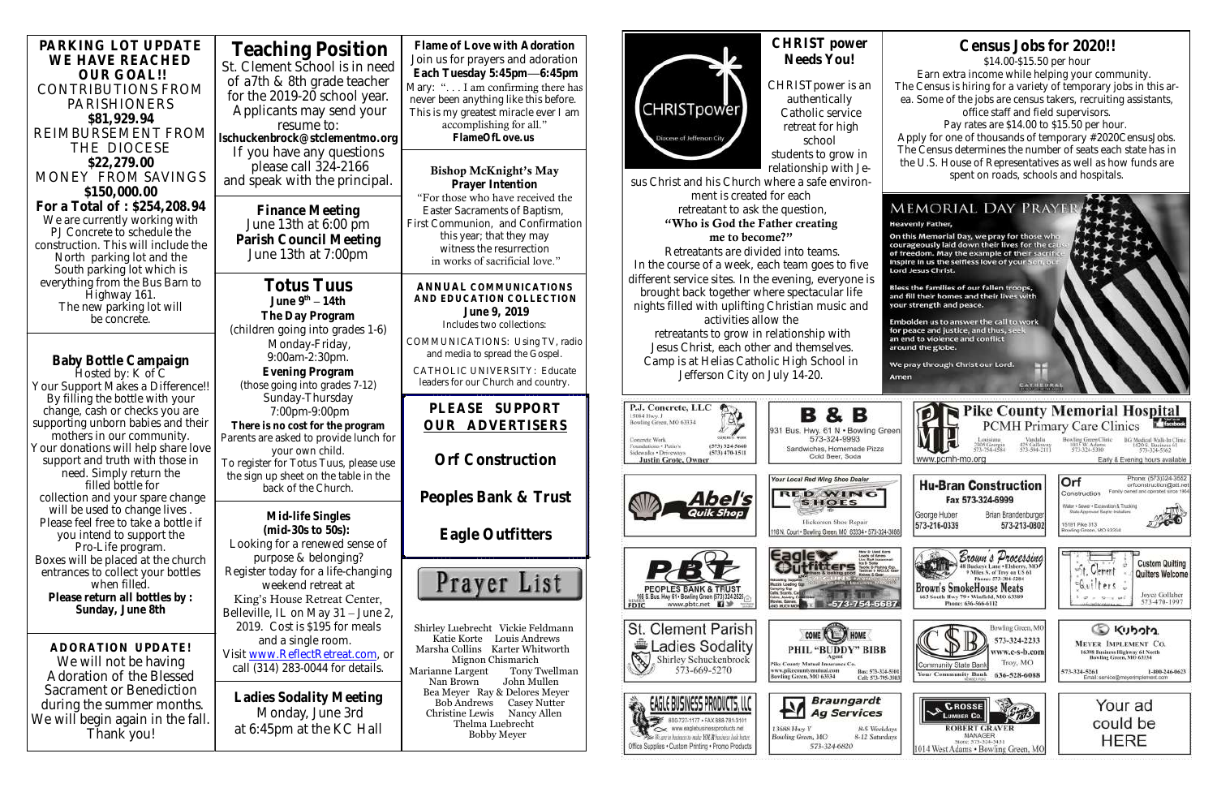## PARKING LOT UPDATE

## WE HAVE REACHED OUR GOAL!!

CONTRIBUTIONS FROM PARISHIONERS
**$81,929.94**
REIMBURSEMENT FROM THE DIOCESE
**$22,279.00**
MONEY FROM SAVINGS
**$150,000.00**
**For a Total of : $254,208.94**

We are currently working with PJ Concrete to schedule the construction. This will include the North parking lot and the South parking lot which is everything from the Bus Barn to Highway 161. The new parking lot will be concrete.

## Baby Bottle Campaign

Hosted by: K of C

Your Support Makes a Difference!! By filling the bottle with your change, cash or checks you are supporting unborn babies and their mothers in our community. Your donations will help share love support and truth with those in need. Simply return the filled bottle for collection and your spare change will be used to change lives . Please feel free to take a bottle if you intend to support the Pro-Life program. Boxes will be placed at the church entrances to collect your bottles when filled.

**Please return all bottles by : Sunday, June 8th**

## ADORATION UPDATE!

We will not be having Adoration of the Blessed Sacrament or Benediction during the summer months. We will begin again in the fall. Thank you!

## Teaching Position

St. Clement School is in need of a7th & 8th grade teacher for the 2019-20 school year. Applicants may send your resume to:
**lschuckenbrock@stclementmo.org**
If you have any questions please call 324-2166 and speak with the principal.

**Finance Meeting**
June 13th at 6:00 pm
**Parish Council Meeting**
June 13th at 7:00pm

## Totus Tuus

**June 9th – 14th**

**The Day Program**
(children going into grades 1-6)
Monday-Friday,
9:00am-2:30pm.
**Evening Program**
(those going into grades 7-12)
Sunday-Thursday
7:00pm-9:00pm

**There is no cost for the program**
Parents are asked to provide lunch for your own child.
To register for Totus Tuus, please use the sign up sheet on the table in the back of the Church.

**Mid-life Singles (mid-30s to 50s):**

Looking for a renewed sense of purpose & belonging? Register today for a life-changing weekend retreat at King's House Retreat Center, Belleville, IL on May 31 – June 2, 2019. Cost is $195 for meals and a single room. Visit www.ReflectRetreat.com, or call (314) 283-0044 for details.

**Ladies Sodality Meeting**
Monday, June 3rd
at 6:45pm at the KC Hall

**Flame of Love with Adoration**
Join us for prayers and adoration
**Each Tuesday 5:45pm—6:45pm**
Mary: ". . . I am confirming there has never been anything like this before. This is my greatest miracle ever I am accomplishing for all."
**FlameOfLove.us**

**Bishop McKnight's May Prayer Intention**
"For those who have received the Easter Sacraments of Baptism, First Communion, and Confirmation this year; that they may witness the resurrection in works of sacrificial love."

**ANNUAL COMMUNICATIONS AND EDUCATION COLLECTION**
**June 9, 2019**
Includes two collections:

COMMUNICATIONS: Using TV, radio and media to spread the Gospel.

CATHOLIC UNIVERSITY: Educate leaders for our Church and country.

**PLEASE SUPPORT OUR ADVERTISERS**

**Orf Construction**

**Peoples Bank & Trust**

**Eagle Outfitters**

## Prayer List

Shirley Luebrecht, Vickie Feldmann
Katie Korte, Louis Andrews
Marsha Collins, Karter Whitworth
Mignon Chismarich
Marianne Largent, Tony Twellman
Nan Brown, John Mullen
Bea Meyer, Ray & Delores Meyer
Bob Andrews, Casey Nutter
Christine Lewis, Nancy Allen
Thelma Luebrecht
Bobby Meyer

## CHRIST power Needs You!

CHRISTpower is an authentically Catholic service retreat for high school students to grow in relationship with Jesus Christ and his Church where a safe environment is created for each retreatant to ask the question,
**"Who is God the Father creating me to become?"**
Retreatants are divided into teams. In the course of a week, each team goes to five different service sites. In the evening, everyone is brought back together where spectacular life nights filled with uplifting Christian music and activities allow the retreatants to grow in relationship with Jesus Christ, each other and themselves. Camp is at Helias Catholic High School in Jefferson City on July 14-20.

## Census Jobs for 2020!!

$14.00-$15.50 per hour
Earn extra income while helping your community. The Census is hiring for a variety of temporary jobs in this area. Some of the jobs are census takers, recruiting assistants, office staff and field supervisors. Pay rates are $14.00 to $15.50 per hour. Apply for one of thousands of temporary #2020CensusJobs. The Census determines the number of seats each state has in the U.S. House of Representatives as well as how funds are spent on roads, schools and hospitals.

## MEMORIAL DAY PRAYER

Heavenly Father,
On this Memorial Day, we pray for those who courageously laid down their lives for the cause of freedom. May the example of their sacrifice inspire in us the selfless love of your Son, our Lord Jesus Christ.

Bless the families of our fallen troops, and fill their homes and their lives with your strength and peace.

Embolden us to answer the call to work for peace and justice, and thus, seek an end to violence and conflict around the globe.

We pray through Christ our Lord.
Amen

P.J. Concrete, LLC — 15084 Hwy. J, Bowling Green, MO 63334 — Concrete Work, Foundations • Patio's, Sidewalks • Driveways — (573) 324-5660, (573) 470-1511 — Justin Grote, Owner

B & B — 931 Bus. Hwy. 61 N • Bowling Green — 573-324-9993 — Sandwiches, Homemade Pizza, Cold Beer, Soda

Pike County Memorial Hospital — PCMH Primary Care Clinics — Louisiana 2305 Georgia 573-754-4584 — Vandalia 415 Galloway 573-594-2111 — Bowling Green Clinic 1017 W. Adams 573-324-5300 — BG Medical Walk-In Clinic 1420 S. Business 61 573-324-5562 — www.pcmh-mo.org — Early & Evening hours available

Abel's Quik Shop

Your Local Red Wing Shoe Dealer — RED WING SHOES — Hickerson Shoe Repair — 116 N. Court • Bowling Green, MO 63334 • 573-324-3408

Hu-Bran Construction — Fax 573-324-6999 — George Huber 573-216-0339 — Brian Brandenburger 573-213-0802

Orf Construction — Phone: (573)324-3552 — Family owned and operated since 1964 — Water • Sewer • Excavation & Trucking — State Approved Septic Installers — 15191 Pike 313, Bowling Green, MO 63334

PEOPLES BANK & TRUST — 166 S. Bus. Hwy 61 • Bowling Green, MO • (573) 324-2525 — www.pbtc.net — MEMBER FDIC

Eagle Outfitters — 573-754-6687

Brown's Processing — 48 Buckeye Lane • Elsberry, MO — 9 Miles N. of Troy on US 61 — Brown's SmokeHouse Meats — 663 South Hwy 79 • Winfield, MO 63389 — Phone: 636-566-6112

St. Clement Quilters — Custom Quilting — Quilters Welcome — Joyce Gollaher 573-470-1997

St. Clement Parish Ladies Sodality — Shirley Schuckenbrock 573-669-5270

COME HOME — PHIL "BUDDY" BIBB, Agent — Pike County Mutual Insurance Co. — www.pikecountymutual.com — Bowling Green, MO 63334 — Bus: 573-324-5101 — Cell: 573-795-3303

Community State Bank — Bowling Green, MO 573-324-2233 — www.c-s-b.com — Troy, MO — Your Community Bank 636-528-6088

Kubota — MEYER IMPLEMENT CO. — 16398 Business Highway 61 North, Bowling Green, MO 63334 — 573-324-5261 — 1-800-246-0623 — Email: service@meyerimplement.com

EAGLE BUSINESS PRODUCTS, LLC — 800-727-1177 • FAX 888-781-3101 — www.eaglebusinessproducts.net — Office Supplies • Custom Printing • Promo Products

Braungardt Ag Services — 13688 Hwy Y, Bowling Green, MO — 573-324-6820 — 8-5 Weekdays, 8-12 Saturdays

CROSSE LUMBER CO. — ROBERT GRAVER, MANAGER — Store: 573-324-3431 — 1014 West Adams • Bowling Green, MO

Your ad could be HERE